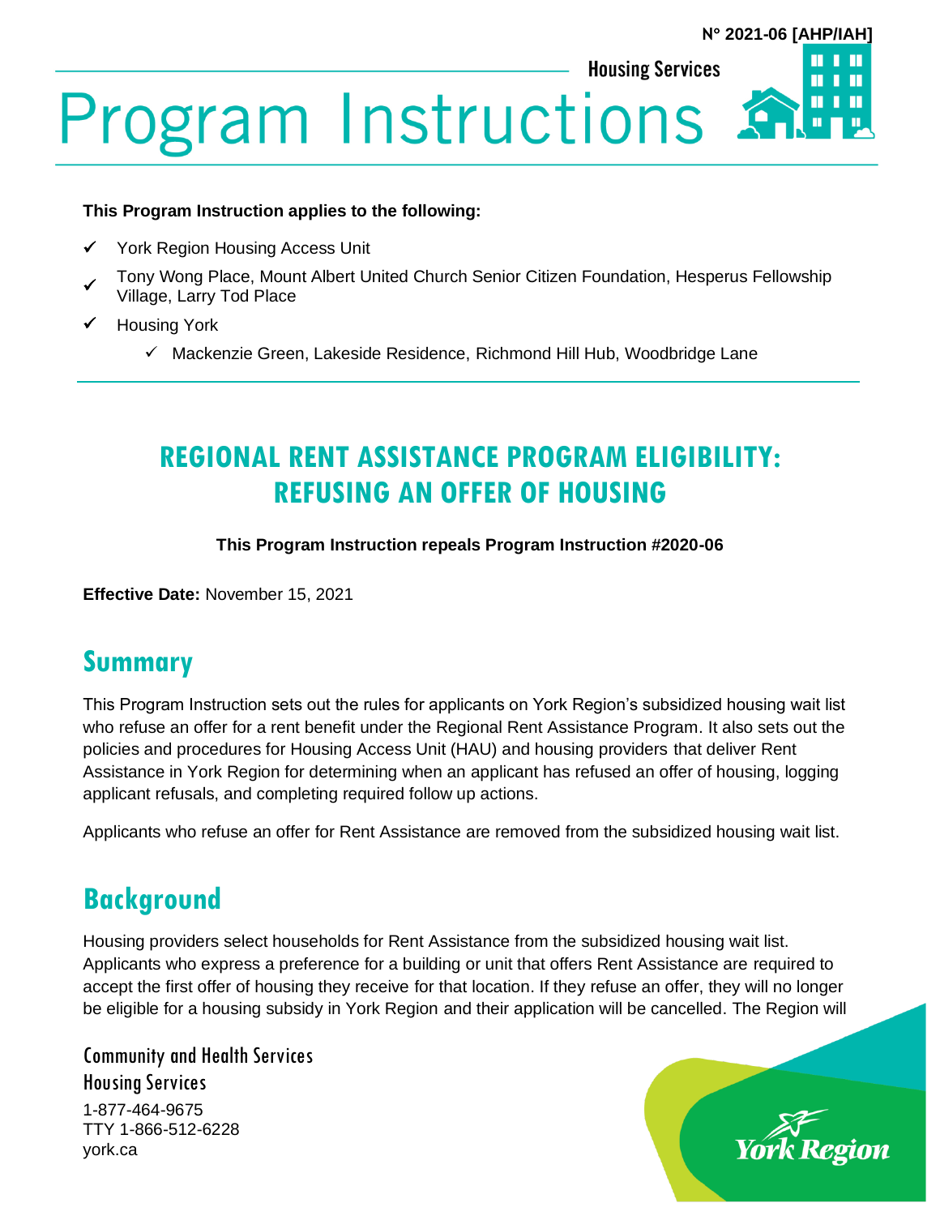N° 2021-06 [AHP/IAH]

Housing Services

# Program Instructions

**This Program Instruction applies to the following:**

- ✓ York Region Housing Access Unit
- ✓ Tony Wong Place, Mount Albert United Church Senior Citizen Foundation, Hesperus Fellowship Village, Larry Tod Place
- ✓ Housing York
  - ✓ Mackenzie Green, Lakeside Residence, Richmond Hill Hub, Woodbridge Lane

## REGIONAL RENT ASSISTANCE PROGRAM ELIGIBILITY: REFUSING AN OFFER OF HOUSING

**This Program Instruction repeals Program Instruction #2020-06**

**Effective Date:** November 15, 2021

## Summary

This Program Instruction sets out the rules for applicants on York Region's subsidized housing wait list who refuse an offer for a rent benefit under the Regional Rent Assistance Program. It also sets out the policies and procedures for Housing Access Unit (HAU) and housing providers that deliver Rent Assistance in York Region for determining when an applicant has refused an offer of housing, logging applicant refusals, and completing required follow up actions.

Applicants who refuse an offer for Rent Assistance are removed from the subsidized housing wait list.

## Background

Housing providers select households for Rent Assistance from the subsidized housing wait list. Applicants who express a preference for a building or unit that offers Rent Assistance are required to accept the first offer of housing they receive for that location. If they refuse an offer, they will no longer be eligible for a housing subsidy in York Region and their application will be cancelled. The Region will

Community and Health Services
Housing Services
1-877-464-9675
TTY 1-866-512-6228
york.ca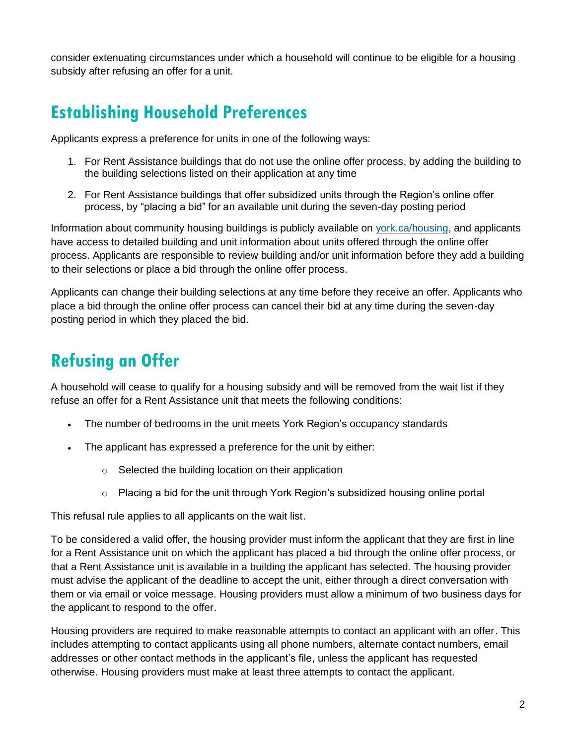consider extenuating circumstances under which a household will continue to be eligible for a housing subsidy after refusing an offer for a unit.

## Establishing Household Preferences

Applicants express a preference for units in one of the following ways:

1. For Rent Assistance buildings that do not use the online offer process, by adding the building to the building selections listed on their application at any time
2. For Rent Assistance buildings that offer subsidized units through the Region's online offer process, by "placing a bid" for an available unit during the seven-day posting period

Information about community housing buildings is publicly available on [york.ca/housing](york.ca/housing), and applicants have access to detailed building and unit information about units offered through the online offer process. Applicants are responsible to review building and/or unit information before they add a building to their selections or place a bid through the online offer process.

Applicants can change their building selections at any time before they receive an offer. Applicants who place a bid through the online offer process can cancel their bid at any time during the seven-day posting period in which they placed the bid.

## Refusing an Offer

A household will cease to qualify for a housing subsidy and will be removed from the wait list if they refuse an offer for a Rent Assistance unit that meets the following conditions:

- The number of bedrooms in the unit meets York Region's occupancy standards
- The applicant has expressed a preference for the unit by either:
    - Selected the building location on their application
    - Placing a bid for the unit through York Region's subsidized housing online portal

This refusal rule applies to all applicants on the wait list.

To be considered a valid offer, the housing provider must inform the applicant that they are first in line for a Rent Assistance unit on which the applicant has placed a bid through the online offer process, or that a Rent Assistance unit is available in a building the applicant has selected. The housing provider must advise the applicant of the deadline to accept the unit, either through a direct conversation with them or via email or voice message. Housing providers must allow a minimum of two business days for the applicant to respond to the offer.

Housing providers are required to make reasonable attempts to contact an applicant with an offer. This includes attempting to contact applicants using all phone numbers, alternate contact numbers, email addresses or other contact methods in the applicant's file, unless the applicant has requested otherwise. Housing providers must make at least three attempts to contact the applicant.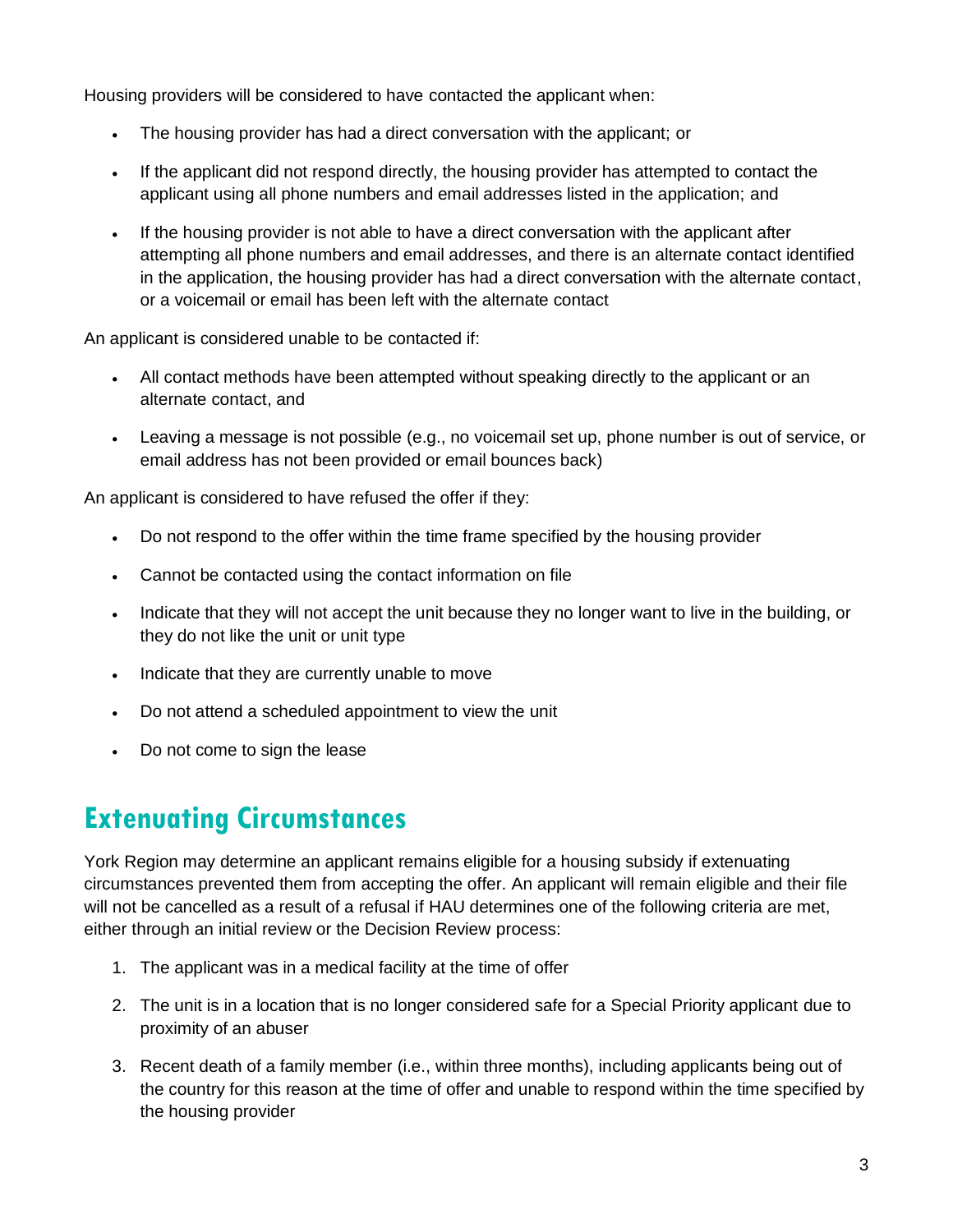Housing providers will be considered to have contacted the applicant when:

- The housing provider has had a direct conversation with the applicant; or
- If the applicant did not respond directly, the housing provider has attempted to contact the applicant using all phone numbers and email addresses listed in the application; and
- If the housing provider is not able to have a direct conversation with the applicant after attempting all phone numbers and email addresses, and there is an alternate contact identified in the application, the housing provider has had a direct conversation with the alternate contact, or a voicemail or email has been left with the alternate contact

An applicant is considered unable to be contacted if:

- All contact methods have been attempted without speaking directly to the applicant or an alternate contact, and
- Leaving a message is not possible (e.g., no voicemail set up, phone number is out of service, or email address has not been provided or email bounces back)

An applicant is considered to have refused the offer if they:

- Do not respond to the offer within the time frame specified by the housing provider
- Cannot be contacted using the contact information on file
- Indicate that they will not accept the unit because they no longer want to live in the building, or they do not like the unit or unit type
- Indicate that they are currently unable to move
- Do not attend a scheduled appointment to view the unit
- Do not come to sign the lease

## Extenuating Circumstances

York Region may determine an applicant remains eligible for a housing subsidy if extenuating circumstances prevented them from accepting the offer. An applicant will remain eligible and their file will not be cancelled as a result of a refusal if HAU determines one of the following criteria are met, either through an initial review or the Decision Review process:

1. The applicant was in a medical facility at the time of offer
2. The unit is in a location that is no longer considered safe for a Special Priority applicant due to proximity of an abuser
3. Recent death of a family member (i.e., within three months), including applicants being out of the country for this reason at the time of offer and unable to respond within the time specified by the housing provider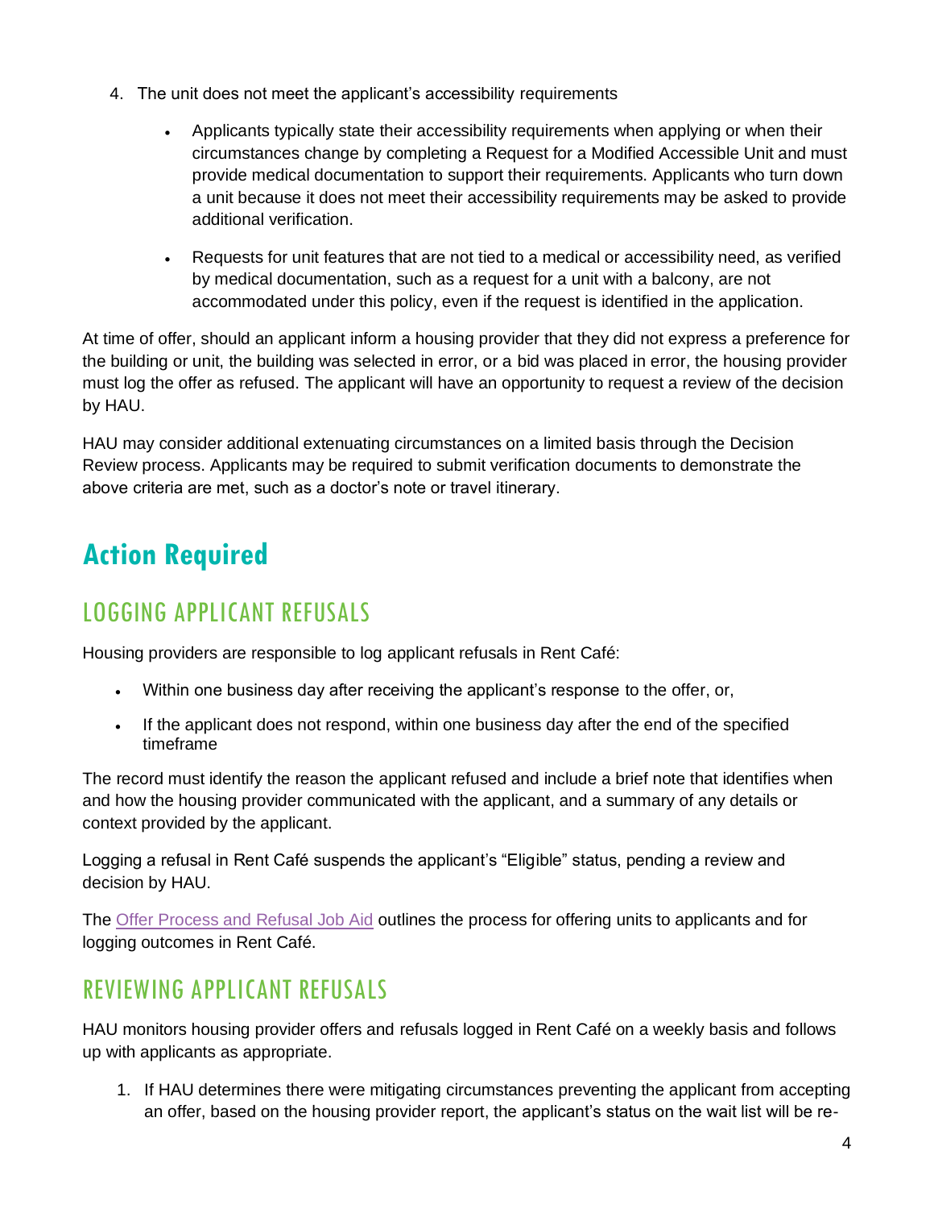4. The unit does not meet the applicant's accessibility requirements

    - Applicants typically state their accessibility requirements when applying or when their circumstances change by completing a Request for a Modified Accessible Unit and must provide medical documentation to support their requirements. Applicants who turn down a unit because it does not meet their accessibility requirements may be asked to provide additional verification.

    - Requests for unit features that are not tied to a medical or accessibility need, as verified by medical documentation, such as a request for a unit with a balcony, are not accommodated under this policy, even if the request is identified in the application.

At time of offer, should an applicant inform a housing provider that they did not express a preference for the building or unit, the building was selected in error, or a bid was placed in error, the housing provider must log the offer as refused. The applicant will have an opportunity to request a review of the decision by HAU.

HAU may consider additional extenuating circumstances on a limited basis through the Decision Review process. Applicants may be required to submit verification documents to demonstrate the above criteria are met, such as a doctor's note or travel itinerary.

# Action Required

## LOGGING APPLICANT REFUSALS

Housing providers are responsible to log applicant refusals in Rent Café:

- Within one business day after receiving the applicant's response to the offer, or,

- If the applicant does not respond, within one business day after the end of the specified timeframe

The record must identify the reason the applicant refused and include a brief note that identifies when and how the housing provider communicated with the applicant, and a summary of any details or context provided by the applicant.

Logging a refusal in Rent Café suspends the applicant's "Eligible" status, pending a review and decision by HAU.

The [Offer Process and Refusal Job Aid] outlines the process for offering units to applicants and for logging outcomes in Rent Café.

## REVIEWING APPLICANT REFUSALS

HAU monitors housing provider offers and refusals logged in Rent Café on a weekly basis and follows up with applicants as appropriate.

1. If HAU determines there were mitigating circumstances preventing the applicant from accepting an offer, based on the housing provider report, the applicant's status on the wait list will be re-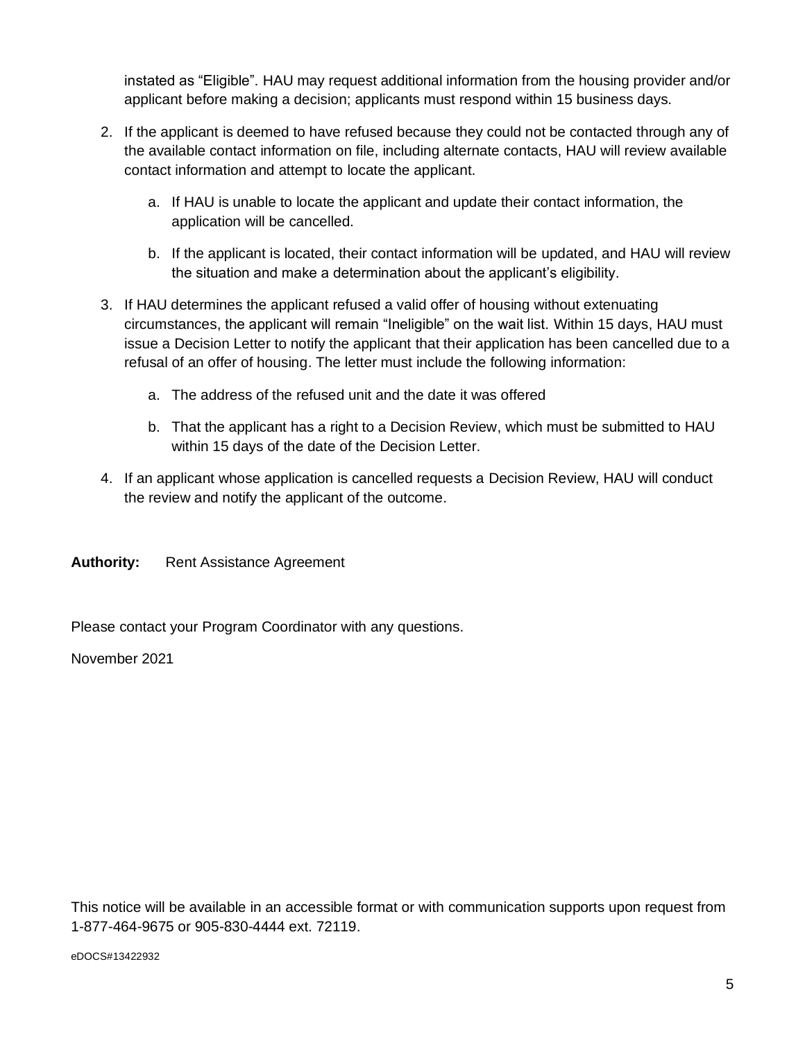instated as “Eligible”. HAU may request additional information from the housing provider and/or applicant before making a decision; applicants must respond within 15 business days.

2. If the applicant is deemed to have refused because they could not be contacted through any of the available contact information on file, including alternate contacts, HAU will review available contact information and attempt to locate the applicant.

    a. If HAU is unable to locate the applicant and update their contact information, the application will be cancelled.

    b. If the applicant is located, their contact information will be updated, and HAU will review the situation and make a determination about the applicant’s eligibility.

3. If HAU determines the applicant refused a valid offer of housing without extenuating circumstances, the applicant will remain “Ineligible” on the wait list. Within 15 days, HAU must issue a Decision Letter to notify the applicant that their application has been cancelled due to a refusal of an offer of housing. The letter must include the following information:

    a. The address of the refused unit and the date it was offered

    b. That the applicant has a right to a Decision Review, which must be submitted to HAU within 15 days of the date of the Decision Letter.

4. If an applicant whose application is cancelled requests a Decision Review, HAU will conduct the review and notify the applicant of the outcome.

**Authority:** Rent Assistance Agreement

Please contact your Program Coordinator with any questions.

November 2021

This notice will be available in an accessible format or with communication supports upon request from 1-877-464-9675 or 905-830-4444 ext. 72119.

eDOCS#13422932